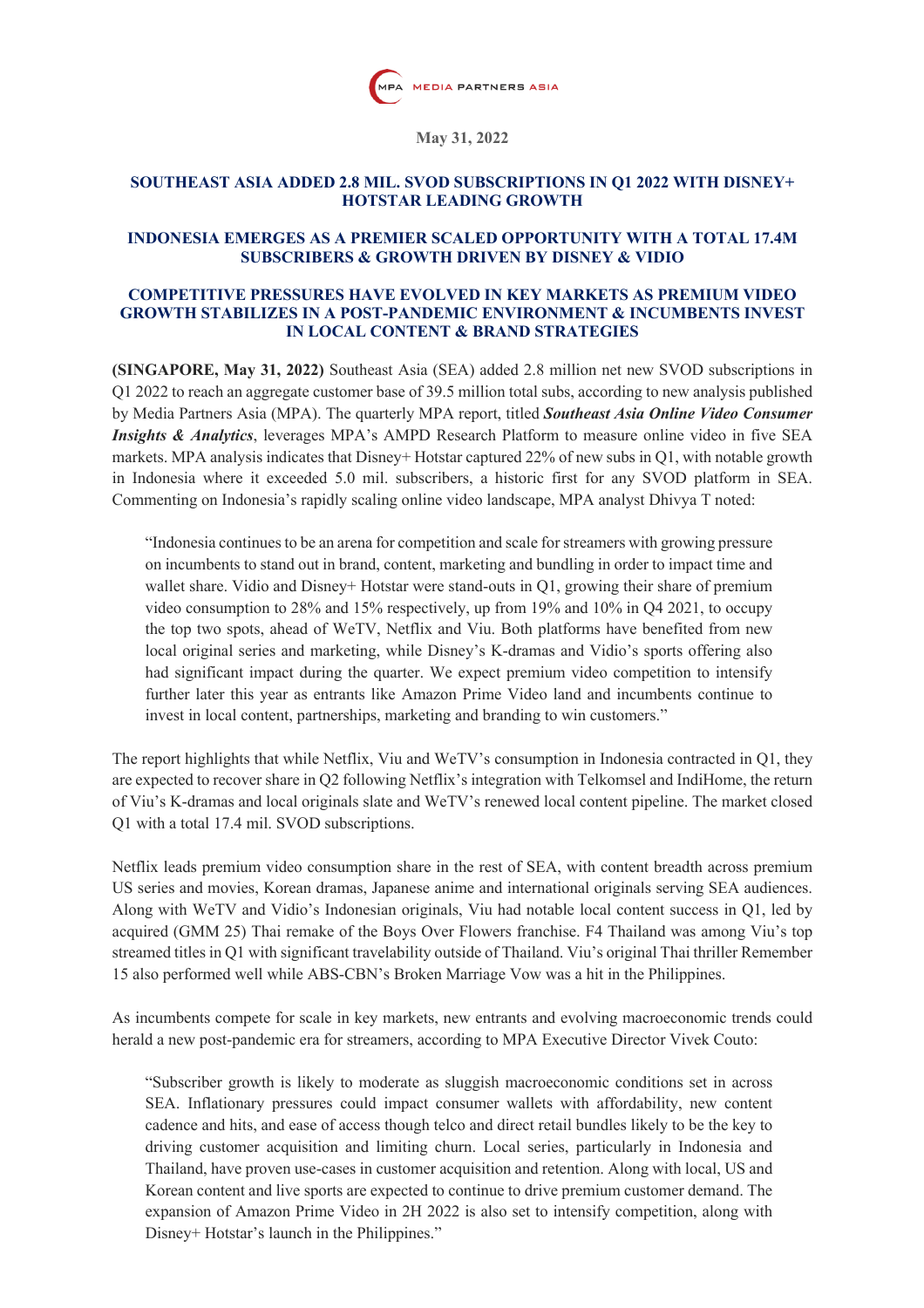MPA MEDIA PARTNERS ASIA

**May 31, 2022**

## SOUTHEAST ASIA ADDED 2.8 MIL. SVOD SUBSCRIPTIONS IN Q1 2022 WITH DISNEY+ HOTSTAR LEADING GROWTH

## INDONESIA EMERGES AS A PREMIER SCALED OPPORTUNITY WITH A TOTAL 17.4M SUBSCRIBERS & GROWTH DRIVEN BY DISNEY & VIDIO

## COMPETITIVE PRESSURES HAVE EVOLVED IN KEY MARKETS AS PREMIUM VIDEO GROWTH STABILIZES IN A POST-PANDEMIC ENVIRONMENT & INCUMBENTS INVEST IN LOCAL CONTENT & BRAND STRATEGIES

**(SINGAPORE, May 31, 2022)** Southeast Asia (SEA) added 2.8 million net new SVOD subscriptions in Q1 2022 to reach an aggregate customer base of 39.5 million total subs, according to new analysis published by Media Partners Asia (MPA). The quarterly MPA report, titled ***Southeast Asia Online Video Consumer Insights & Analytics***, leverages MPA's AMPD Research Platform to measure online video in five SEA markets. MPA analysis indicates that Disney+ Hotstar captured 22% of new subs in Q1, with notable growth in Indonesia where it exceeded 5.0 mil. subscribers, a historic first for any SVOD platform in SEA. Commenting on Indonesia's rapidly scaling online video landscape, MPA analyst Dhivya T noted:

> "Indonesia continues to be an arena for competition and scale for streamers with growing pressure on incumbents to stand out in brand, content, marketing and bundling in order to impact time and wallet share. Vidio and Disney+ Hotstar were stand-outs in Q1, growing their share of premium video consumption to 28% and 15% respectively, up from 19% and 10% in Q4 2021, to occupy the top two spots, ahead of WeTV, Netflix and Viu. Both platforms have benefited from new local original series and marketing, while Disney's K-dramas and Vidio's sports offering also had significant impact during the quarter. We expect premium video competition to intensify further later this year as entrants like Amazon Prime Video land and incumbents continue to invest in local content, partnerships, marketing and branding to win customers."

The report highlights that while Netflix, Viu and WeTV's consumption in Indonesia contracted in Q1, they are expected to recover share in Q2 following Netflix's integration with Telkomsel and IndiHome, the return of Viu's K-dramas and local originals slate and WeTV's renewed local content pipeline. The market closed Q1 with a total 17.4 mil. SVOD subscriptions.

Netflix leads premium video consumption share in the rest of SEA, with content breadth across premium US series and movies, Korean dramas, Japanese anime and international originals serving SEA audiences. Along with WeTV and Vidio's Indonesian originals, Viu had notable local content success in Q1, led by acquired (GMM 25) Thai remake of the Boys Over Flowers franchise. F4 Thailand was among Viu's top streamed titles in Q1 with significant travelability outside of Thailand. Viu's original Thai thriller Remember 15 also performed well while ABS-CBN's Broken Marriage Vow was a hit in the Philippines.

As incumbents compete for scale in key markets, new entrants and evolving macroeconomic trends could herald a new post-pandemic era for streamers, according to MPA Executive Director Vivek Couto:

> "Subscriber growth is likely to moderate as sluggish macroeconomic conditions set in across SEA. Inflationary pressures could impact consumer wallets with affordability, new content cadence and hits, and ease of access though telco and direct retail bundles likely to be the key to driving customer acquisition and limiting churn. Local series, particularly in Indonesia and Thailand, have proven use-cases in customer acquisition and retention. Along with local, US and Korean content and live sports are expected to continue to drive premium customer demand. The expansion of Amazon Prime Video in 2H 2022 is also set to intensify competition, along with Disney+ Hotstar's launch in the Philippines."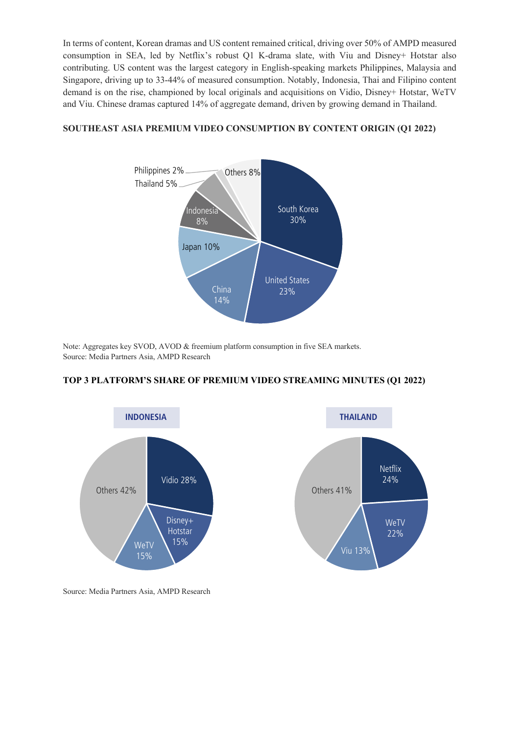In terms of content, Korean dramas and US content remained critical, driving over 50% of AMPD measured consumption in SEA, led by Netflix's robust Q1 K-drama slate, with Viu and Disney+ Hotstar also contributing. US content was the largest category in English-speaking markets Philippines, Malaysia and Singapore, driving up to 33-44% of measured consumption. Notably, Indonesia, Thai and Filipino content demand is on the rise, championed by local originals and acquisitions on Vidio, Disney+ Hotstar, WeTV and Viu. Chinese dramas captured 14% of aggregate demand, driven by growing demand in Thailand.

**SOUTHEAST ASIA PREMIUM VIDEO CONSUMPTION BY CONTENT ORIGIN (Q1 2022)**

| Content Origin | Share |
|---|---|
| South Korea | 30% |
| United States | 23% |
| China | 14% |
| Japan | 10% |
| Indonesia | 8% |
| Thailand | 5% |
| Philippines | 2% |
| Others | 8% |

Note: Aggregates key SVOD, AVOD & freemium platform consumption in five SEA markets.
Source: Media Partners Asia, AMPD Research

**TOP 3 PLATFORM'S SHARE OF PREMIUM VIDEO STREAMING MINUTES (Q1 2022)**

**INDONESIA**

| Platform | Share |
|---|---|
| Vidio | 28% |
| Disney+ Hotstar | 15% |
| WeTV | 15% |
| Others | 42% |

**THAILAND**

| Platform | Share |
|---|---|
| Netflix | 24% |
| WeTV | 22% |
| Viu | 13% |
| Others | 41% |

Source: Media Partners Asia, AMPD Research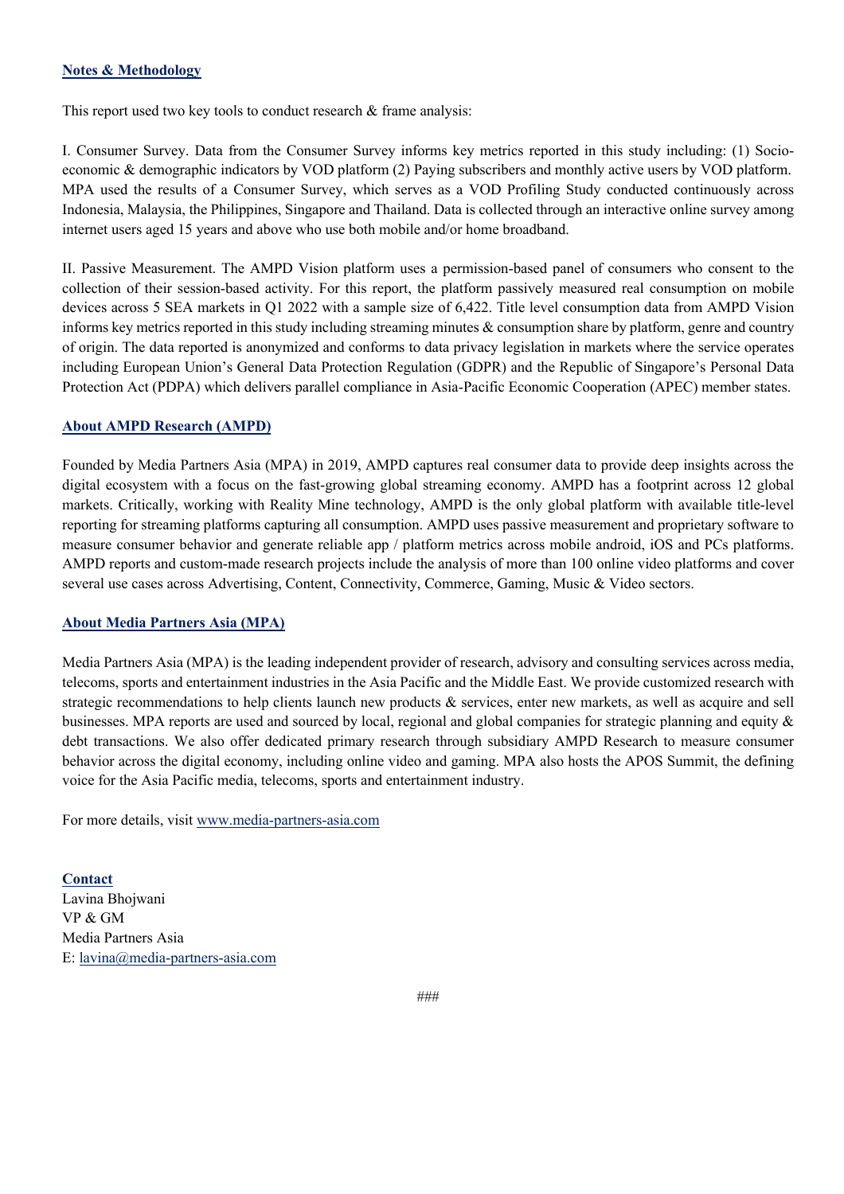## Notes & Methodology

This report used two key tools to conduct research & frame analysis:

I. Consumer Survey. Data from the Consumer Survey informs key metrics reported in this study including: (1) Socio-economic & demographic indicators by VOD platform (2) Paying subscribers and monthly active users by VOD platform. MPA used the results of a Consumer Survey, which serves as a VOD Profiling Study conducted continuously across Indonesia, Malaysia, the Philippines, Singapore and Thailand. Data is collected through an interactive online survey among internet users aged 15 years and above who use both mobile and/or home broadband.

II. Passive Measurement. The AMPD Vision platform uses a permission-based panel of consumers who consent to the collection of their session-based activity. For this report, the platform passively measured real consumption on mobile devices across 5 SEA markets in Q1 2022 with a sample size of 6,422. Title level consumption data from AMPD Vision informs key metrics reported in this study including streaming minutes & consumption share by platform, genre and country of origin. The data reported is anonymized and conforms to data privacy legislation in markets where the service operates including European Union's General Data Protection Regulation (GDPR) and the Republic of Singapore's Personal Data Protection Act (PDPA) which delivers parallel compliance in Asia-Pacific Economic Cooperation (APEC) member states.

## About AMPD Research (AMPD)

Founded by Media Partners Asia (MPA) in 2019, AMPD captures real consumer data to provide deep insights across the digital ecosystem with a focus on the fast-growing global streaming economy. AMPD has a footprint across 12 global markets. Critically, working with Reality Mine technology, AMPD is the only global platform with available title-level reporting for streaming platforms capturing all consumption. AMPD uses passive measurement and proprietary software to measure consumer behavior and generate reliable app / platform metrics across mobile android, iOS and PCs platforms. AMPD reports and custom-made research projects include the analysis of more than 100 online video platforms and cover several use cases across Advertising, Content, Connectivity, Commerce, Gaming, Music & Video sectors.

## About Media Partners Asia (MPA)

Media Partners Asia (MPA) is the leading independent provider of research, advisory and consulting services across media, telecoms, sports and entertainment industries in the Asia Pacific and the Middle East. We provide customized research with strategic recommendations to help clients launch new products & services, enter new markets, as well as acquire and sell businesses. MPA reports are used and sourced by local, regional and global companies for strategic planning and equity & debt transactions. We also offer dedicated primary research through subsidiary AMPD Research to measure consumer behavior across the digital economy, including online video and gaming. MPA also hosts the APOS Summit, the defining voice for the Asia Pacific media, telecoms, sports and entertainment industry.

For more details, visit www.media-partners-asia.com

## Contact

Lavina Bhojwani
VP & GM
Media Partners Asia
E: lavina@media-partners-asia.com

###